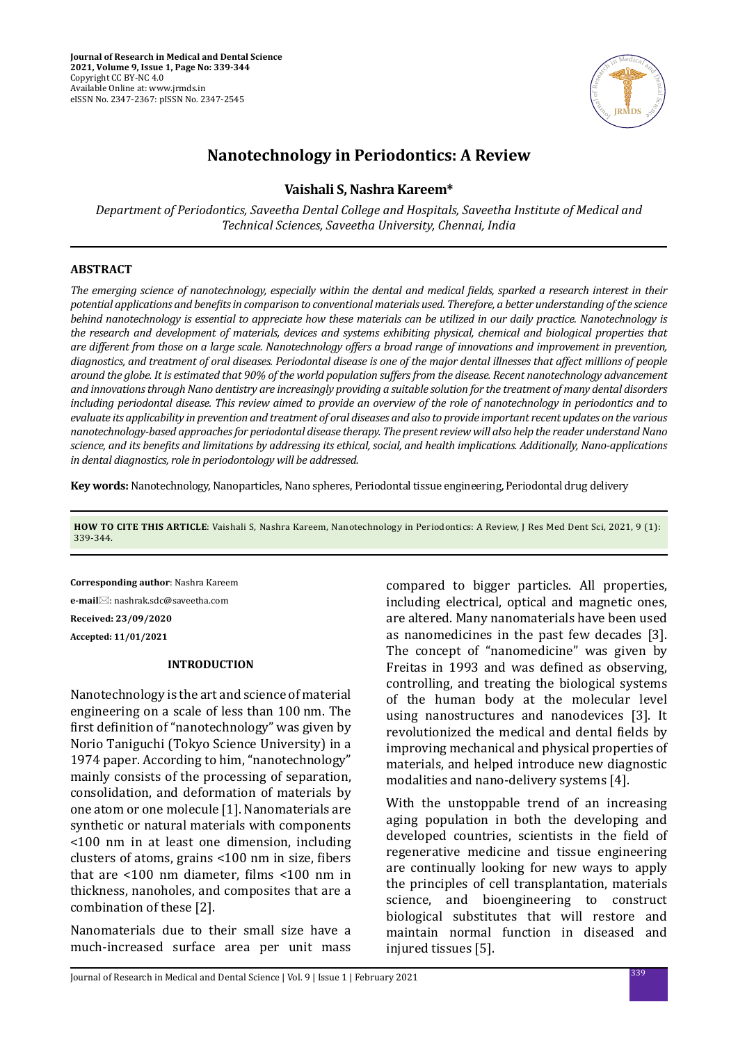# Nanotechnology in Periodontics: A Review

**Vaishali S, Nashra Kareem***

*Department of Periodontics, Saveetha Dental College and Hospitals, Saveetha Institute of Medical and Technical Sciences, Saveetha University, Chennai, India*

## ABSTRACT

*The emerging science of nanotechnology, especially within the dental and medical fields, sparked a research interest in their potential applications and benefits in comparison to conventional materials used. Therefore, a better understanding of the science behind nanotechnology is essential to appreciate how these materials can be utilized in our daily practice. Nanotechnology is the research and development of materials, devices and systems exhibiting physical, chemical and biological properties that are different from those on a large scale. Nanotechnology offers a broad range of innovations and improvement in prevention, diagnostics, and treatment of oral diseases. Periodontal disease is one of the major dental illnesses that affect millions of people around the globe. It is estimated that 90% of the world population suffers from the disease. Recent nanotechnology advancement and innovations through Nano dentistry are increasingly providing a suitable solution for the treatment of many dental disorders including periodontal disease. This review aimed to provide an overview of the role of nanotechnology in periodontics and to evaluate its applicability in prevention and treatment of oral diseases and also to provide important recent updates on the various nanotechnology-based approaches for periodontal disease therapy. The present review will also help the reader understand Nano science, and its benefits and limitations by addressing its ethical, social, and health implications. Additionally, Nano-applications in dental diagnostics, role in periodontology will be addressed.*

**Key words:** Nanotechnology, Nanoparticles, Nano spheres, Periodontal tissue engineering, Periodontal drug delivery

**HOW TO CITE THIS ARTICLE**: Vaishali S, Nashra Kareem, Nanotechnology in Periodontics: A Review, J Res Med Dent Sci, 2021, 9 (1): 339-344.

**Corresponding author**: Nashra Kareem

**e-mail**: nashrak.sdc@saveetha.com

**Received: 23/09/2020**

**Accepted: 11/01/2021**

## INTRODUCTION

Nanotechnology is the art and science of material engineering on a scale of less than 100 nm. The first definition of "nanotechnology" was given by Norio Taniguchi (Tokyo Science University) in a 1974 paper. According to him, "nanotechnology" mainly consists of the processing of separation, consolidation, and deformation of materials by one atom or one molecule [1]. Nanomaterials are synthetic or natural materials with components <100 nm in at least one dimension, including clusters of atoms, grains <100 nm in size, fibers that are <100 nm diameter, films <100 nm in thickness, nanoholes, and composites that are a combination of these [2].

Nanomaterials due to their small size have a much-increased surface area per unit mass compared to bigger particles. All properties, including electrical, optical and magnetic ones, are altered. Many nanomaterials have been used as nanomedicines in the past few decades [3]. The concept of "nanomedicine" was given by Freitas in 1993 and was defined as observing, controlling, and treating the biological systems of the human body at the molecular level using nanostructures and nanodevices [3]. It revolutionized the medical and dental fields by improving mechanical and physical properties of materials, and helped introduce new diagnostic modalities and nano-delivery systems [4].

With the unstoppable trend of an increasing aging population in both the developing and developed countries, scientists in the field of regenerative medicine and tissue engineering are continually looking for new ways to apply the principles of cell transplantation, materials science, and bioengineering to construct biological substitutes that will restore and maintain normal function in diseased and injured tissues [5].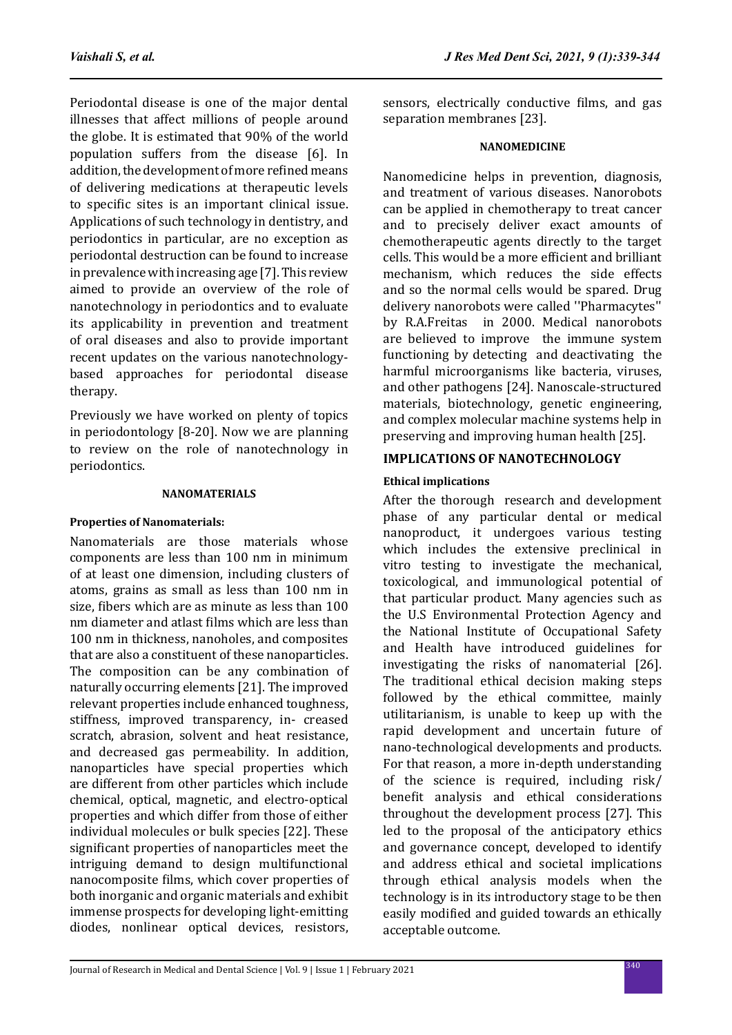Periodontal disease is one of the major dental illnesses that affect millions of people around the globe. It is estimated that 90% of the world population suffers from the disease [6]. In addition, the development of more refined means of delivering medications at therapeutic levels to specific sites is an important clinical issue. Applications of such technology in dentistry, and periodontics in particular, are no exception as periodontal destruction can be found to increase in prevalence with increasing age [7]. This review aimed to provide an overview of the role of nanotechnology in periodontics and to evaluate its applicability in prevention and treatment of oral diseases and also to provide important recent updates on the various nanotechnology-based approaches for periodontal disease therapy.

Previously we have worked on plenty of topics in periodontology [8-20]. Now we are planning to review on the role of nanotechnology in periodontics.

## NANOMATERIALS

### Properties of Nanomaterials:

Nanomaterials are those materials whose components are less than 100 nm in minimum of at least one dimension, including clusters of atoms, grains as small as less than 100 nm in size, fibers which are as minute as less than 100 nm diameter and atlast films which are less than 100 nm in thickness, nanoholes, and composites that are also a constituent of these nanoparticles. The composition can be any combination of naturally occurring elements [21]. The improved relevant properties include enhanced toughness, stiffness, improved transparency, in- creased scratch, abrasion, solvent and heat resistance, and decreased gas permeability. In addition, nanoparticles have special properties which are different from other particles which include chemical, optical, magnetic, and electro-optical properties and which differ from those of either individual molecules or bulk species [22]. These significant properties of nanoparticles meet the intriguing demand to design multifunctional nanocomposite films, which cover properties of both inorganic and organic materials and exhibit immense prospects for developing light-emitting diodes, nonlinear optical devices, resistors, sensors, electrically conductive films, and gas separation membranes [23].

## NANOMEDICINE

Nanomedicine helps in prevention, diagnosis, and treatment of various diseases. Nanorobots can be applied in chemotherapy to treat cancer and to precisely deliver exact amounts of chemotherapeutic agents directly to the target cells. This would be a more efficient and brilliant mechanism, which reduces the side effects and so the normal cells would be spared. Drug delivery nanorobots were called ''Pharmacytes'' by R.A.Freitas in 2000. Medical nanorobots are believed to improve the immune system functioning by detecting and deactivating the harmful microorganisms like bacteria, viruses, and other pathogens [24]. Nanoscale-structured materials, biotechnology, genetic engineering, and complex molecular machine systems help in preserving and improving human health [25].

## IMPLICATIONS OF NANOTECHNOLOGY

### Ethical implications

After the thorough research and development phase of any particular dental or medical nanoproduct, it undergoes various testing which includes the extensive preclinical in vitro testing to investigate the mechanical, toxicological, and immunological potential of that particular product. Many agencies such as the U.S Environmental Protection Agency and the National Institute of Occupational Safety and Health have introduced guidelines for investigating the risks of nanomaterial [26]. The traditional ethical decision making steps followed by the ethical committee, mainly utilitarianism, is unable to keep up with the rapid development and uncertain future of nano-technological developments and products. For that reason, a more in-depth understanding of the science is required, including risk/ benefit analysis and ethical considerations throughout the development process [27]. This led to the proposal of the anticipatory ethics and governance concept, developed to identify and address ethical and societal implications through ethical analysis models when the technology is in its introductory stage to be then easily modified and guided towards an ethically acceptable outcome.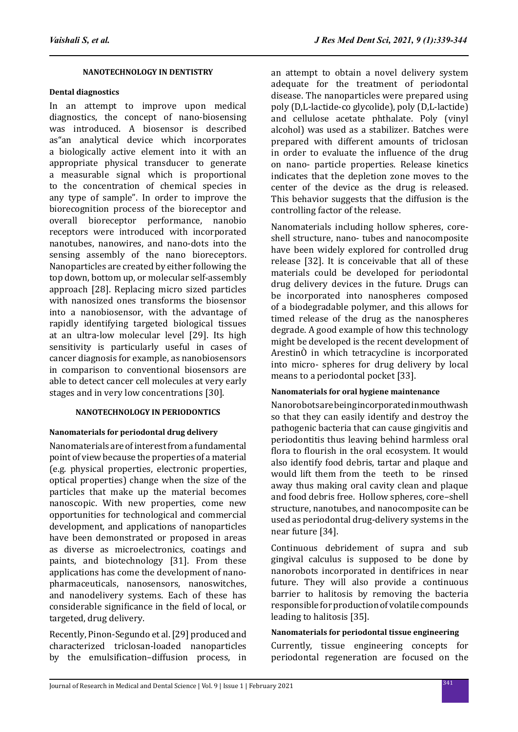## NANOTECHNOLOGY IN DENTISTRY

### Dental diagnostics

In an attempt to improve upon medical diagnostics, the concept of nano-biosensing was introduced. A biosensor is described as"an analytical device which incorporates a biologically active element into it with an appropriate physical transducer to generate a measurable signal which is proportional to the concentration of chemical species in any type of sample". In order to improve the biorecognition process of the bioreceptor and overall bioreceptor performance, nanobio receptors were introduced with incorporated nanotubes, nanowires, and nano-dots into the sensing assembly of the nano bioreceptors. Nanoparticles are created by either following the top down, bottom up, or molecular self-assembly approach [28]. Replacing micro sized particles with nanosized ones transforms the biosensor into a nanobiosensor, with the advantage of rapidly identifying targeted biological tissues at an ultra-low molecular level [29]. Its high sensitivity is particularly useful in cases of cancer diagnosis for example, as nanobiosensors in comparison to conventional biosensors are able to detect cancer cell molecules at very early stages and in very low concentrations [30].

## NANOTECHNOLOGY IN PERIODONTICS

### Nanomaterials for periodontal drug delivery

Nanomaterials are of interest from a fundamental point of view because the properties of a material (e.g. physical properties, electronic properties, optical properties) change when the size of the particles that make up the material becomes nanoscopic. With new properties, come new opportunities for technological and commercial development, and applications of nanoparticles have been demonstrated or proposed in areas as diverse as microelectronics, coatings and paints, and biotechnology [31]. From these applications has come the development of nano-pharmaceuticals, nanosensors, nanoswitches, and nanodelivery systems. Each of these has considerable significance in the field of local, or targeted, drug delivery.

Recently, Pinon-Segundo et al. [29] produced and characterized triclosan-loaded nanoparticles by the emulsification–diffusion process, in an attempt to obtain a novel delivery system adequate for the treatment of periodontal disease. The nanoparticles were prepared using poly (D,L-lactide-co glycolide), poly (D,L-lactide) and cellulose acetate phthalate. Poly (vinyl alcohol) was used as a stabilizer. Batches were prepared with different amounts of triclosan in order to evaluate the influence of the drug on nano- particle properties. Release kinetics indicates that the depletion zone moves to the center of the device as the drug is released. This behavior suggests that the diffusion is the controlling factor of the release.

Nanomaterials including hollow spheres, core-shell structure, nano- tubes and nanocomposite have been widely explored for controlled drug release [32]. It is conceivable that all of these materials could be developed for periodontal drug delivery devices in the future. Drugs can be incorporated into nanospheres composed of a biodegradable polymer, and this allows for timed release of the drug as the nanospheres degrade. A good example of how this technology might be developed is the recent development of ArestinÒ in which tetracycline is incorporated into micro- spheres for drug delivery by local means to a periodontal pocket [33].

### Nanomaterials for oral hygiene maintenance

Nanorobots are being incorporated in mouthwash so that they can easily identify and destroy the pathogenic bacteria that can cause gingivitis and periodontitis thus leaving behind harmless oral flora to flourish in the oral ecosystem. It would also identify food debris, tartar and plaque and would lift them from the teeth to be rinsed away thus making oral cavity clean and plaque and food debris free. Hollow spheres, core–shell structure, nanotubes, and nanocomposite can be used as periodontal drug-delivery systems in the near future [34].

Continuous debridement of supra and sub gingival calculus is supposed to be done by nanorobots incorporated in dentifrices in near future. They will also provide a continuous barrier to halitosis by removing the bacteria responsible for production of volatile compounds leading to halitosis [35].

### Nanomaterials for periodontal tissue engineering

Currently, tissue engineering concepts for periodontal regeneration are focused on the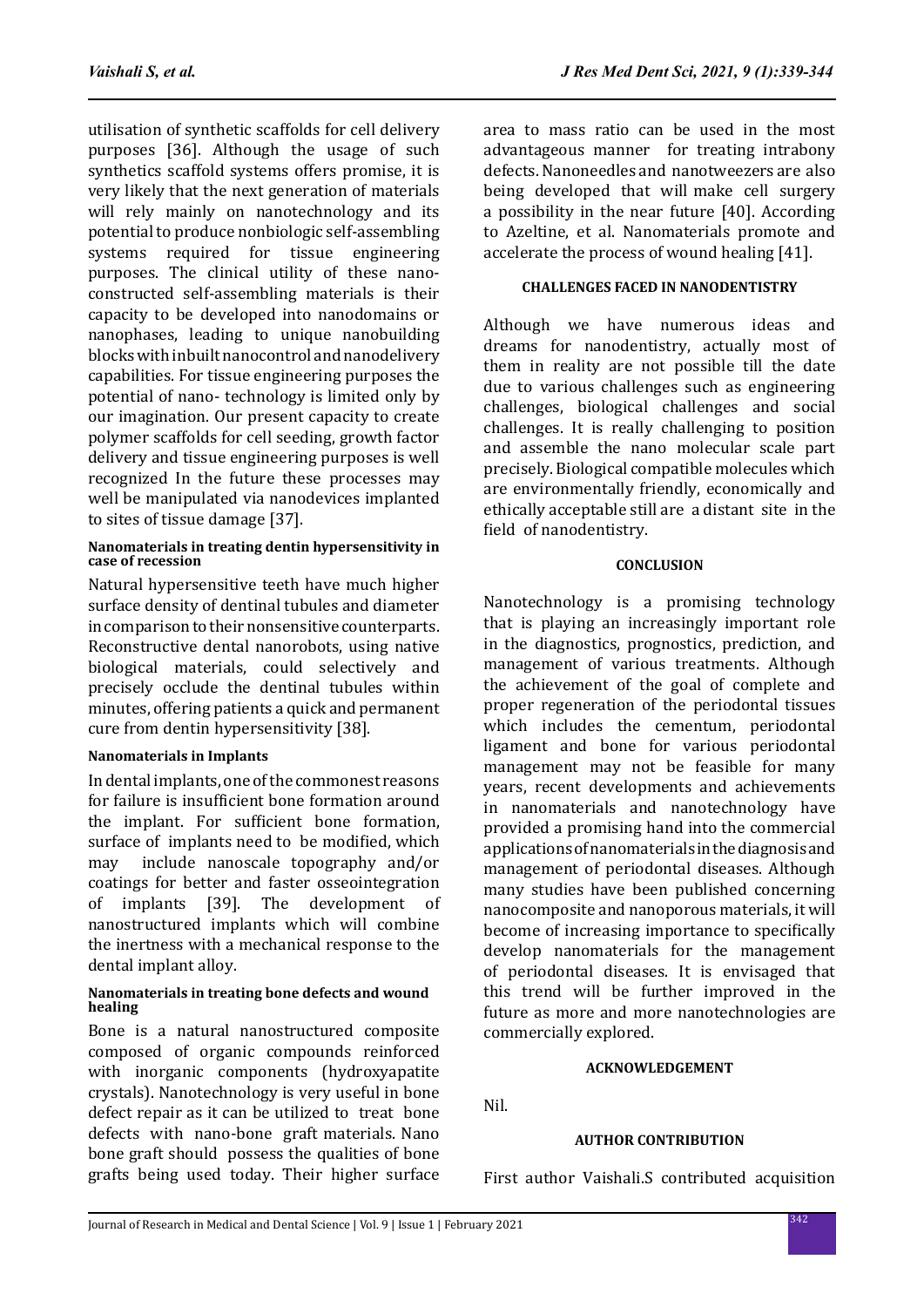utilisation of synthetic scaffolds for cell delivery purposes [36]. Although the usage of such synthetics scaffold systems offers promise, it is very likely that the next generation of materials will rely mainly on nanotechnology and its potential to produce nonbiologic self-assembling systems required for tissue engineering purposes. The clinical utility of these nano-constructed self-assembling materials is their capacity to be developed into nanodomains or nanophases, leading to unique nanobuilding blocks with inbuilt nanocontrol and nanodelivery capabilities. For tissue engineering purposes the potential of nano- technology is limited only by our imagination. Our present capacity to create polymer scaffolds for cell seeding, growth factor delivery and tissue engineering purposes is well recognized In the future these processes may well be manipulated via nanodevices implanted to sites of tissue damage [37].

#### Nanomaterials in treating dentin hypersensitivity in case of recession

Natural hypersensitive teeth have much higher surface density of dentinal tubules and diameter in comparison to their nonsensitive counterparts. Reconstructive dental nanorobots, using native biological materials, could selectively and precisely occlude the dentinal tubules within minutes, offering patients a quick and permanent cure from dentin hypersensitivity [38].

#### Nanomaterials in Implants

In dental implants, one of the commonest reasons for failure is insufficient bone formation around the implant. For sufficient bone formation, surface of implants need to be modified, which may include nanoscale topography and/or coatings for better and faster osseointegration of implants [39]. The development of nanostructured implants which will combine the inertness with a mechanical response to the dental implant alloy.

#### Nanomaterials in treating bone defects and wound healing

Bone is a natural nanostructured composite composed of organic compounds reinforced with inorganic components (hydroxyapatite crystals). Nanotechnology is very useful in bone defect repair as it can be utilized to treat bone defects with nano-bone graft materials. Nano bone graft should possess the qualities of bone grafts being used today. Their higher surface area to mass ratio can be used in the most advantageous manner for treating intrabony defects. Nanoneedles and nanotweezers are also being developed that will make cell surgery a possibility in the near future [40]. According to Azeltine, et al. Nanomaterials promote and accelerate the process of wound healing [41].

## CHALLENGES FACED IN NANODENTISTRY

Although we have numerous ideas and dreams for nanodentistry, actually most of them in reality are not possible till the date due to various challenges such as engineering challenges, biological challenges and social challenges. It is really challenging to position and assemble the nano molecular scale part precisely. Biological compatible molecules which are environmentally friendly, economically and ethically acceptable still are a distant site in the field of nanodentistry.

## CONCLUSION

Nanotechnology is a promising technology that is playing an increasingly important role in the diagnostics, prognostics, prediction, and management of various treatments. Although the achievement of the goal of complete and proper regeneration of the periodontal tissues which includes the cementum, periodontal ligament and bone for various periodontal management may not be feasible for many years, recent developments and achievements in nanomaterials and nanotechnology have provided a promising hand into the commercial applications of nanomaterials in the diagnosis and management of periodontal diseases. Although many studies have been published concerning nanocomposite and nanoporous materials, it will become of increasing importance to specifically develop nanomaterials for the management of periodontal diseases. It is envisaged that this trend will be further improved in the future as more and more nanotechnologies are commercially explored.

## ACKNOWLEDGEMENT

Nil.

## AUTHOR CONTRIBUTION

First author Vaishali.S contributed acquisition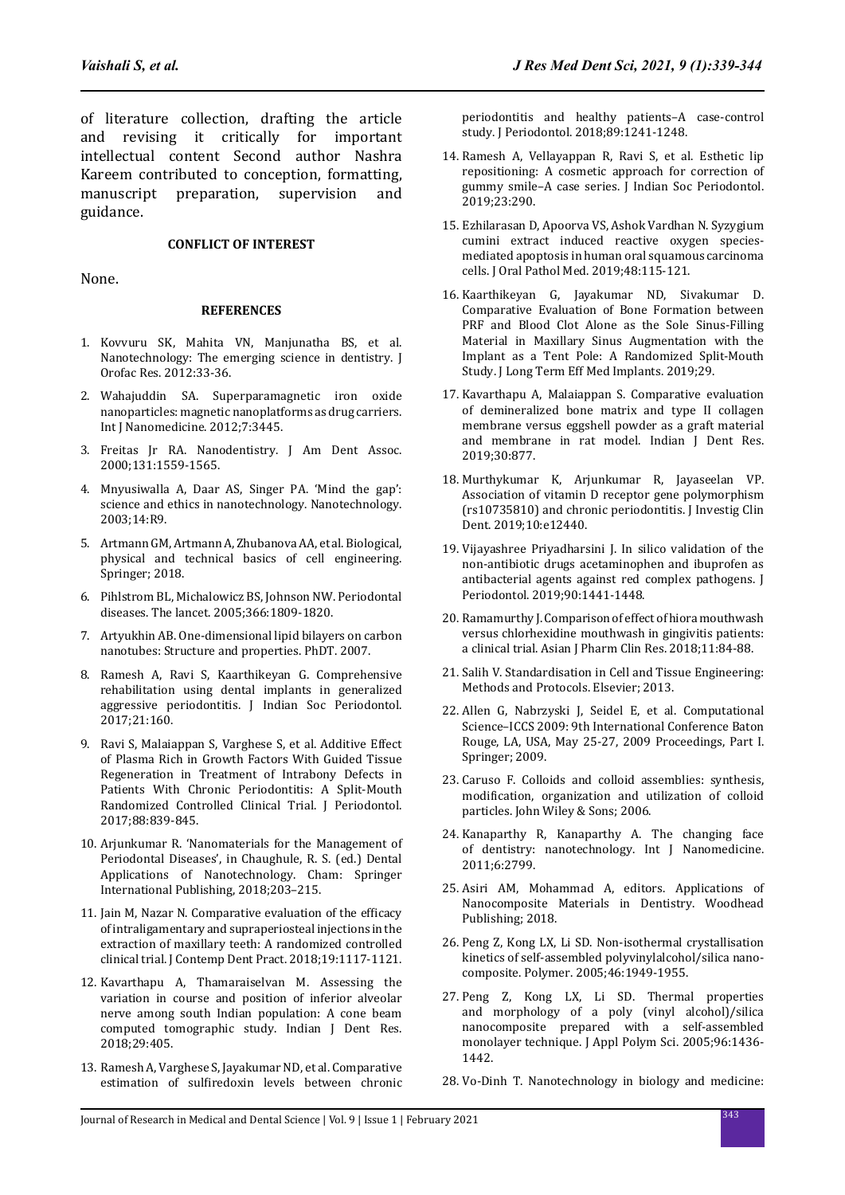of literature collection, drafting the article and revising it critically for important intellectual content Second author Nashra Kareem contributed to conception, formatting, manuscript preparation, supervision and guidance.

### CONFLICT OF INTEREST

None.

### REFERENCES

1. Kovvuru SK, Mahita VN, Manjunatha BS, et al. Nanotechnology: The emerging science in dentistry. J Orofac Res. 2012:33-36.
2. Wahajuddin SA. Superparamagnetic iron oxide nanoparticles: magnetic nanoplatforms as drug carriers. Int J Nanomedicine. 2012;7:3445.
3. Freitas Jr RA. Nanodentistry. J Am Dent Assoc. 2000;131:1559-1565.
4. Mnyusiwalla A, Daar AS, Singer PA. 'Mind the gap': science and ethics in nanotechnology. Nanotechnology. 2003;14:R9.
5. Artmann GM, Artmann A, Zhubanova AA, et al. Biological, physical and technical basics of cell engineering. Springer; 2018.
6. Pihlstrom BL, Michalowicz BS, Johnson NW. Periodontal diseases. The lancet. 2005;366:1809-1820.
7. Artyukhin AB. One-dimensional lipid bilayers on carbon nanotubes: Structure and properties. PhDT. 2007.
8. Ramesh A, Ravi S, Kaarthikeyan G. Comprehensive rehabilitation using dental implants in generalized aggressive periodontitis. J Indian Soc Periodontol. 2017;21:160.
9. Ravi S, Malaiappan S, Varghese S, et al. Additive Effect of Plasma Rich in Growth Factors With Guided Tissue Regeneration in Treatment of Intrabony Defects in Patients With Chronic Periodontitis: A Split-Mouth Randomized Controlled Clinical Trial. J Periodontol. 2017;88:839-845.
10. Arjunkumar R. 'Nanomaterials for the Management of Periodontal Diseases', in Chaughule, R. S. (ed.) Dental Applications of Nanotechnology. Cham: Springer International Publishing, 2018;203–215.
11. Jain M, Nazar N. Comparative evaluation of the efficacy of intraligamentary and supraperiosteal injections in the extraction of maxillary teeth: A randomized controlled clinical trial. J Contemp Dent Pract. 2018;19:1117-1121.
12. Kavarthapu A, Thamaraiselvan M. Assessing the variation in course and position of inferior alveolar nerve among south Indian population: A cone beam computed tomographic study. Indian J Dent Res. 2018;29:405.
13. Ramesh A, Varghese S, Jayakumar ND, et al. Comparative estimation of sulfiredoxin levels between chronic periodontitis and healthy patients–A case-control study. J Periodontol. 2018;89:1241-1248.
14. Ramesh A, Vellayappan R, Ravi S, et al. Esthetic lip repositioning: A cosmetic approach for correction of gummy smile–A case series. J Indian Soc Periodontol. 2019;23:290.
15. Ezhilarasan D, Apoorva VS, Ashok Vardhan N. Syzygium cumini extract induced reactive oxygen species-mediated apoptosis in human oral squamous carcinoma cells. J Oral Pathol Med. 2019;48:115-121.
16. Kaarthikeyan G, Jayakumar ND, Sivakumar D. Comparative Evaluation of Bone Formation between PRF and Blood Clot Alone as the Sole Sinus-Filling Material in Maxillary Sinus Augmentation with the Implant as a Tent Pole: A Randomized Split-Mouth Study. J Long Term Eff Med Implants. 2019;29.
17. Kavarthapu A, Malaiappan S. Comparative evaluation of demineralized bone matrix and type II collagen membrane versus eggshell powder as a graft material and membrane in rat model. Indian J Dent Res. 2019;30:877.
18. Murthykumar K, Arjunkumar R, Jayaseelan VP. Association of vitamin D receptor gene polymorphism (rs10735810) and chronic periodontitis. J Investig Clin Dent. 2019;10:e12440.
19. Vijayashree Priyadharsini J. In silico validation of the non-antibiotic drugs acetaminophen and ibuprofen as antibacterial agents against red complex pathogens. J Periodontol. 2019;90:1441-1448.
20. Ramamurthy J. Comparison of effect of hiora mouthwash versus chlorhexidine mouthwash in gingivitis patients: a clinical trial. Asian J Pharm Clin Res. 2018;11:84-88.
21. Salih V. Standardisation in Cell and Tissue Engineering: Methods and Protocols. Elsevier; 2013.
22. Allen G, Nabrzyski J, Seidel E, et al. Computational Science–ICCS 2009: 9th International Conference Baton Rouge, LA, USA, May 25-27, 2009 Proceedings, Part I. Springer; 2009.
23. Caruso F. Colloids and colloid assemblies: synthesis, modification, organization and utilization of colloid particles. John Wiley & Sons; 2006.
24. Kanaparthy R, Kanaparthy A. The changing face of dentistry: nanotechnology. Int J Nanomedicine. 2011;6:2799.
25. Asiri AM, Mohammad A, editors. Applications of Nanocomposite Materials in Dentistry. Woodhead Publishing; 2018.
26. Peng Z, Kong LX, Li SD. Non-isothermal crystallisation kinetics of self-assembled polyvinylalcohol/silica nano-composite. Polymer. 2005;46:1949-1955.
27. Peng Z, Kong LX, Li SD. Thermal properties and morphology of a poly (vinyl alcohol)/silica nanocomposite prepared with a self-assembled monolayer technique. J Appl Polym Sci. 2005;96:1436-1442.
28. Vo-Dinh T. Nanotechnology in biology and medicine: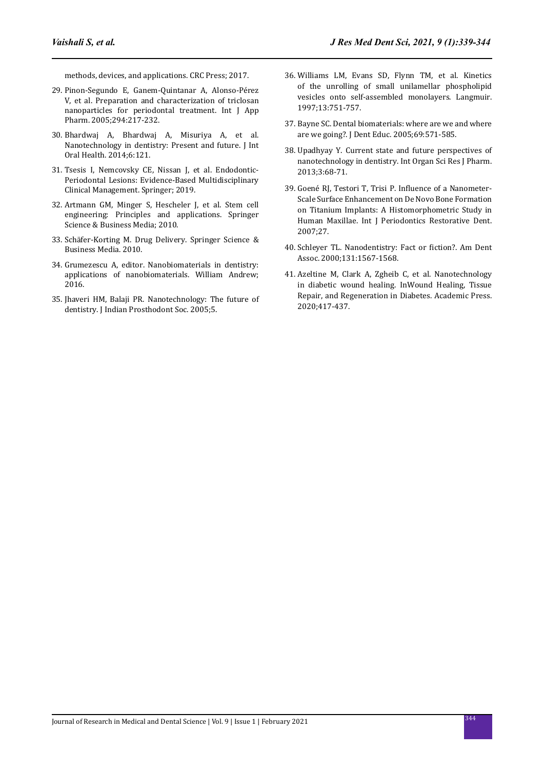methods, devices, and applications. CRC Press; 2017.

29. Pinon-Segundo E, Ganem-Quintanar A, Alonso-Pérez V, et al. Preparation and characterization of triclosan nanoparticles for periodontal treatment. Int J App Pharm. 2005;294:217-232.

30. Bhardwaj A, Bhardwaj A, Misuriya A, et al. Nanotechnology in dentistry: Present and future. J Int Oral Health. 2014;6:121.

31. Tsesis I, Nemcovsky CE, Nissan J, et al. Endodontic-Periodontal Lesions: Evidence-Based Multidisciplinary Clinical Management. Springer; 2019.

32. Artmann GM, Minger S, Hescheler J, et al. Stem cell engineering: Principles and applications. Springer Science & Business Media; 2010.

33. Schäfer-Korting M. Drug Delivery. Springer Science & Business Media. 2010.

34. Grumezescu A, editor. Nanobiomaterials in dentistry: applications of nanobiomaterials. William Andrew; 2016.

35. Jhaveri HM, Balaji PR. Nanotechnology: The future of dentistry. J Indian Prosthodont Soc. 2005;5.

36. Williams LM, Evans SD, Flynn TM, et al. Kinetics of the unrolling of small unilamellar phospholipid vesicles onto self-assembled monolayers. Langmuir. 1997;13:751-757.

37. Bayne SC. Dental biomaterials: where are we and where are we going?. J Dent Educ. 2005;69:571-585.

38. Upadhyay Y. Current state and future perspectives of nanotechnology in dentistry. Int Organ Sci Res J Pharm. 2013;3:68-71.

39. Goené RJ, Testori T, Trisi P. Influence of a Nanometer-Scale Surface Enhancement on De Novo Bone Formation on Titanium Implants: A Histomorphometric Study in Human Maxillae. Int J Periodontics Restorative Dent. 2007;27.

40. Schleyer TL. Nanodentistry: Fact or fiction?. Am Dent Assoc. 2000;131:1567-1568.

41. Azeltine M, Clark A, Zgheib C, et al. Nanotechnology in diabetic wound healing. InWound Healing, Tissue Repair, and Regeneration in Diabetes. Academic Press. 2020;417-437.